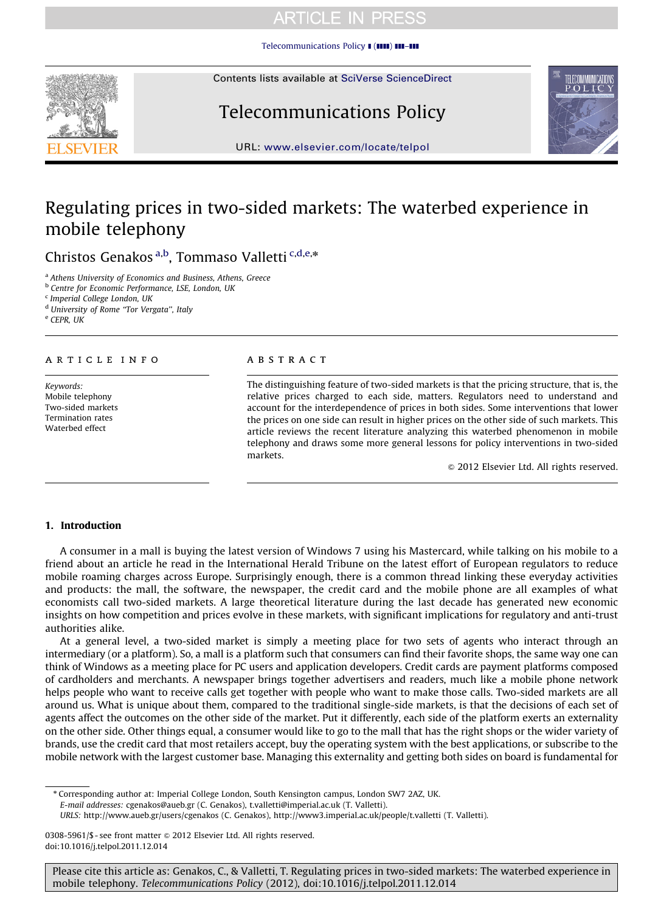# Regulating prices in two-sided markets: The waterbed experience in mobile telephony

Christos Genakos [a,b], Tommaso Valletti [c,d,e,*]

[a] Athens University of Economics and Business, Athens, Greece
[b] Centre for Economic Performance, LSE, London, UK
[c] Imperial College London, UK
[d] University of Rome "Tor Vergata", Italy
[e] CEPR, UK

## ARTICLE INFO

*Keywords:*
Mobile telephony
Two-sided markets
Termination rates
Waterbed effect

## ABSTRACT

The distinguishing feature of two-sided markets is that the pricing structure, that is, the relative prices charged to each side, matters. Regulators need to understand and account for the interdependence of prices in both sides. Some interventions that lower the prices on one side can result in higher prices on the other side of such markets. This article reviews the recent literature analyzing this waterbed phenomenon in mobile telephony and draws some more general lessons for policy interventions in two-sided markets.

© 2012 Elsevier Ltd. All rights reserved.

## 1. Introduction

A consumer in a mall is buying the latest version of Windows 7 using his Mastercard, while talking on his mobile to a friend about an article he read in the International Herald Tribune on the latest effort of European regulators to reduce mobile roaming charges across Europe. Surprisingly enough, there is a common thread linking these everyday activities and products: the mall, the software, the newspaper, the credit card and the mobile phone are all examples of what economists call two-sided markets. A large theoretical literature during the last decade has generated new economic insights on how competition and prices evolve in these markets, with significant implications for regulatory and anti-trust authorities alike.

At a general level, a two-sided market is simply a meeting place for two sets of agents who interact through an intermediary (or a platform). So, a mall is a platform such that consumers can find their favorite shops, the same way one can think of Windows as a meeting place for PC users and application developers. Credit cards are payment platforms composed of cardholders and merchants. A newspaper brings together advertisers and readers, much like a mobile phone network helps people who want to receive calls get together with people who want to make those calls. Two-sided markets are all around us. What is unique about them, compared to the traditional single-side markets, is that the decisions of each set of agents affect the outcomes on the other side of the market. Put it differently, each side of the platform exerts an externality on the other side. Other things equal, a consumer would like to go to the mall that has the right shops or the wider variety of brands, use the credit card that most retailers accept, buy the operating system with the best applications, or subscribe to the mobile network with the largest customer base. Managing this externality and getting both sides on board is fundamental for

---

* Corresponding author at: Imperial College London, South Kensington campus, London SW7 2AZ, UK.
*E-mail addresses:* cgenakos@aueb.gr (C. Genakos), t.valletti@imperial.ac.uk (T. Valletti).
*URLS:* http://www.aueb.gr/users/cgenakos (C. Genakos), http://www3.imperial.ac.uk/people/t.valletti (T. Valletti).

0308-5961/$ - see front matter © 2012 Elsevier Ltd. All rights reserved.
doi:10.1016/j.telpol.2011.12.014

Please cite this article as: Genakos, C., & Valletti, T. Regulating prices in two-sided markets: The waterbed experience in mobile telephony. *Telecommunications Policy* (2012), doi:10.1016/j.telpol.2011.12.014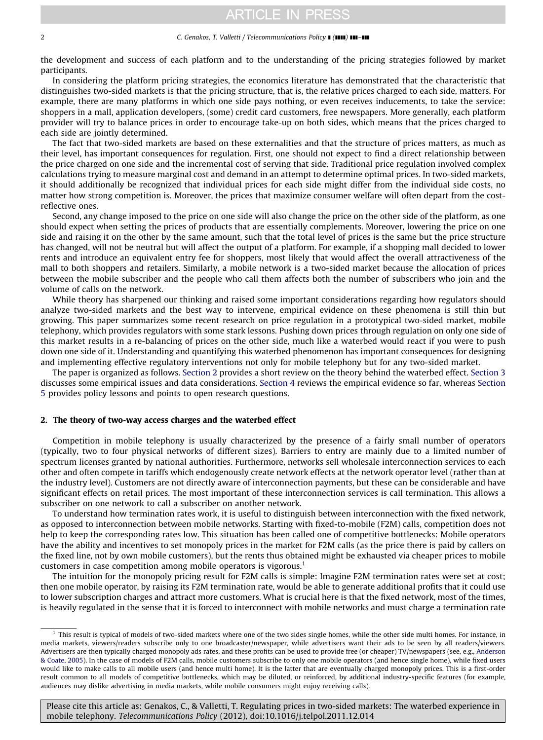the development and success of each platform and to the understanding of the pricing strategies followed by market participants.

In considering the platform pricing strategies, the economics literature has demonstrated that the characteristic that distinguishes two-sided markets is that the pricing structure, that is, the relative prices charged to each side, matters. For example, there are many platforms in which one side pays nothing, or even receives inducements, to take the service: shoppers in a mall, application developers, (some) credit card customers, free newspapers. More generally, each platform provider will try to balance prices in order to encourage take-up on both sides, which means that the prices charged to each side are jointly determined.

The fact that two-sided markets are based on these externalities and that the structure of prices matters, as much as their level, has important consequences for regulation. First, one should not expect to find a direct relationship between the price charged on one side and the incremental cost of serving that side. Traditional price regulation involved complex calculations trying to measure marginal cost and demand in an attempt to determine optimal prices. In two-sided markets, it should additionally be recognized that individual prices for each side might differ from the individual side costs, no matter how strong competition is. Moreover, the prices that maximize consumer welfare will often depart from the cost-reflective ones.

Second, any change imposed to the price on one side will also change the price on the other side of the platform, as one should expect when setting the prices of products that are essentially complements. Moreover, lowering the price on one side and raising it on the other by the same amount, such that the total level of prices is the same but the price structure has changed, will not be neutral but will affect the output of a platform. For example, if a shopping mall decided to lower rents and introduce an equivalent entry fee for shoppers, most likely that would affect the overall attractiveness of the mall to both shoppers and retailers. Similarly, a mobile network is a two-sided market because the allocation of prices between the mobile subscriber and the people who call them affects both the number of subscribers who join and the volume of calls on the network.

While theory has sharpened our thinking and raised some important considerations regarding how regulators should analyze two-sided markets and the best way to intervene, empirical evidence on these phenomena is still thin but growing. This paper summarizes some recent research on price regulation in a prototypical two-sided market, mobile telephony, which provides regulators with some stark lessons. Pushing down prices through regulation on only one side of this market results in a re-balancing of prices on the other side, much like a waterbed would react if you were to push down one side of it. Understanding and quantifying this waterbed phenomenon has important consequences for designing and implementing effective regulatory interventions not only for mobile telephony but for any two-sided market.

The paper is organized as follows. Section 2 provides a short review on the theory behind the waterbed effect. Section 3 discusses some empirical issues and data considerations. Section 4 reviews the empirical evidence so far, whereas Section 5 provides policy lessons and points to open research questions.

## 2. The theory of two-way access charges and the waterbed effect

Competition in mobile telephony is usually characterized by the presence of a fairly small number of operators (typically, two to four physical networks of different sizes). Barriers to entry are mainly due to a limited number of spectrum licenses granted by national authorities. Furthermore, networks sell wholesale interconnection services to each other and often compete in tariffs which endogenously create network effects at the network operator level (rather than at the industry level). Customers are not directly aware of interconnection payments, but these can be considerable and have significant effects on retail prices. The most important of these interconnection services is call termination. This allows a subscriber on one network to call a subscriber on another network.

To understand how termination rates work, it is useful to distinguish between interconnection with the fixed network, as opposed to interconnection between mobile networks. Starting with fixed-to-mobile (F2M) calls, competition does not help to keep the corresponding rates low. This situation has been called one of competitive bottlenecks: Mobile operators have the ability and incentives to set monopoly prices in the market for F2M calls (as the price there is paid by callers on the fixed line, not by own mobile customers), but the rents thus obtained might be exhausted via cheaper prices to mobile customers in case competition among mobile operators is vigorous.[1]

The intuition for the monopoly pricing result for F2M calls is simple: Imagine F2M termination rates were set at cost; then one mobile operator, by raising its F2M termination rate, would be able to generate additional profits that it could use to lower subscription charges and attract more customers. What is crucial here is that the fixed network, most of the times, is heavily regulated in the sense that it is forced to interconnect with mobile networks and must charge a termination rate

---

[1] This result is typical of models of two-sided markets where one of the two sides single homes, while the other side multi homes. For instance, in media markets, viewers/readers subscribe only to one broadcaster/newspaper, while advertisers want their ads to be seen by all readers/viewers. Advertisers are then typically charged monopoly ads rates, and these profits can be used to provide free (or cheaper) TV/newspapers (see, e.g., Anderson & Coate, 2005). In the case of models of F2M calls, mobile customers subscribe to only one mobile operators (and hence single home), while fixed users would like to make calls to all mobile users (and hence multi home). It is the latter that are eventually charged monopoly prices. This is a first-order result common to all models of competitive bottlenecks, which may be diluted, or reinforced, by additional industry-specific features (for example, audiences may dislike advertising in media markets, while mobile consumers might enjoy receiving calls).

Please cite this article as: Genakos, C., & Valletti, T. Regulating prices in two-sided markets: The waterbed experience in mobile telephony. *Telecommunications Policy* (2012), doi:10.1016/j.telpol.2011.12.014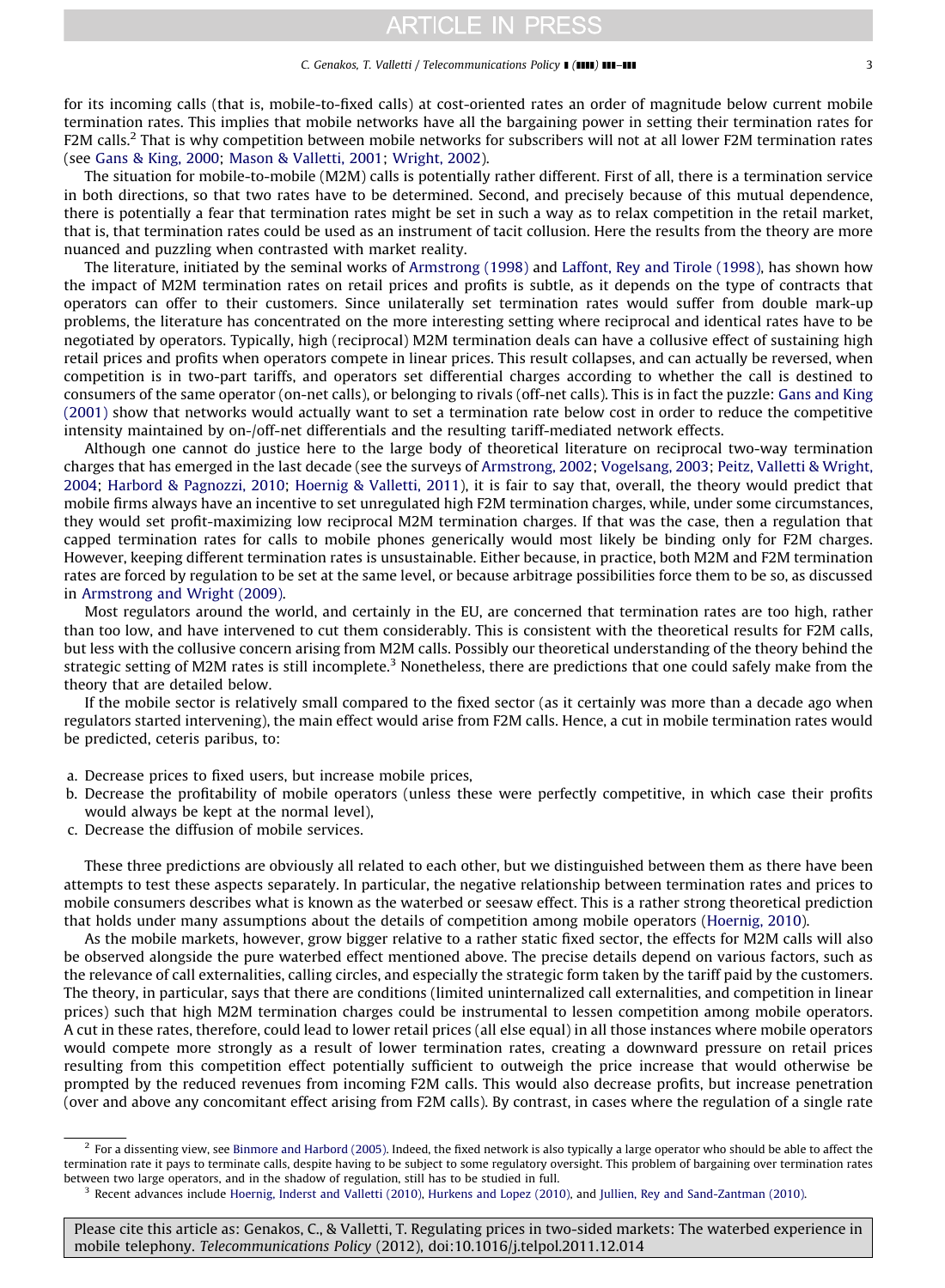for its incoming calls (that is, mobile-to-fixed calls) at cost-oriented rates an order of magnitude below current mobile termination rates. This implies that mobile networks have all the bargaining power in setting their termination rates for F2M calls.[2] That is why competition between mobile networks for subscribers will not at all lower F2M termination rates (see Gans & King, 2000; Mason & Valletti, 2001; Wright, 2002).

The situation for mobile-to-mobile (M2M) calls is potentially rather different. First of all, there is a termination service in both directions, so that two rates have to be determined. Second, and precisely because of this mutual dependence, there is potentially a fear that termination rates might be set in such a way as to relax competition in the retail market, that is, that termination rates could be used as an instrument of tacit collusion. Here the results from the theory are more nuanced and puzzling when contrasted with market reality.

The literature, initiated by the seminal works of Armstrong (1998) and Laffont, Rey and Tirole (1998), has shown how the impact of M2M termination rates on retail prices and profits is subtle, as it depends on the type of contracts that operators can offer to their customers. Since unilaterally set termination rates would suffer from double mark-up problems, the literature has concentrated on the more interesting setting where reciprocal and identical rates have to be negotiated by operators. Typically, high (reciprocal) M2M termination deals can have a collusive effect of sustaining high retail prices and profits when operators compete in linear prices. This result collapses, and can actually be reversed, when competition is in two-part tariffs, and operators set differential charges according to whether the call is destined to consumers of the same operator (on-net calls), or belonging to rivals (off-net calls). This is in fact the puzzle: Gans and King (2001) show that networks would actually want to set a termination rate below cost in order to reduce the competitive intensity maintained by on-/off-net differentials and the resulting tariff-mediated network effects.

Although one cannot do justice here to the large body of theoretical literature on reciprocal two-way termination charges that has emerged in the last decade (see the surveys of Armstrong, 2002; Vogelsang, 2003; Peitz, Valletti & Wright, 2004; Harbord & Pagnozzi, 2010; Hoernig & Valletti, 2011), it is fair to say that, overall, the theory would predict that mobile firms always have an incentive to set unregulated high F2M termination charges, while, under some circumstances, they would set profit-maximizing low reciprocal M2M termination charges. If that was the case, then a regulation that capped termination rates for calls to mobile phones generically would most likely be binding only for F2M charges. However, keeping different termination rates is unsustainable. Either because, in practice, both M2M and F2M termination rates are forced by regulation to be set at the same level, or because arbitrage possibilities force them to be so, as discussed in Armstrong and Wright (2009).

Most regulators around the world, and certainly in the EU, are concerned that termination rates are too high, rather than too low, and have intervened to cut them considerably. This is consistent with the theoretical results for F2M calls, but less with the collusive concern arising from M2M calls. Possibly our theoretical understanding of the theory behind the strategic setting of M2M rates is still incomplete.[3] Nonetheless, there are predictions that one could safely make from the theory that are detailed below.

If the mobile sector is relatively small compared to the fixed sector (as it certainly was more than a decade ago when regulators started intervening), the main effect would arise from F2M calls. Hence, a cut in mobile termination rates would be predicted, ceteris paribus, to:

a. Decrease prices to fixed users, but increase mobile prices,
b. Decrease the profitability of mobile operators (unless these were perfectly competitive, in which case their profits would always be kept at the normal level),
c. Decrease the diffusion of mobile services.

These three predictions are obviously all related to each other, but we distinguished between them as there have been attempts to test these aspects separately. In particular, the negative relationship between termination rates and prices to mobile consumers describes what is known as the waterbed or seesaw effect. This is a rather strong theoretical prediction that holds under many assumptions about the details of competition among mobile operators (Hoernig, 2010).

As the mobile markets, however, grow bigger relative to a rather static fixed sector, the effects for M2M calls will also be observed alongside the pure waterbed effect mentioned above. The precise details depend on various factors, such as the relevance of call externalities, calling circles, and especially the strategic form taken by the tariff paid by the customers. The theory, in particular, says that there are conditions (limited uninternalized call externalities, and competition in linear prices) such that high M2M termination charges could be instrumental to lessen competition among mobile operators. A cut in these rates, therefore, could lead to lower retail prices (all else equal) in all those instances where mobile operators would compete more strongly as a result of lower termination rates, creating a downward pressure on retail prices resulting from this competition effect potentially sufficient to outweigh the price increase that would otherwise be prompted by the reduced revenues from incoming F2M calls. This would also decrease profits, but increase penetration (over and above any concomitant effect arising from F2M calls). By contrast, in cases where the regulation of a single rate

---

[2] For a dissenting view, see Binmore and Harbord (2005). Indeed, the fixed network is also typically a large operator who should be able to affect the termination rate it pays to terminate calls, despite having to be subject to some regulatory oversight. This problem of bargaining over termination rates between two large operators, and in the shadow of regulation, still has to be studied in full.

[3] Recent advances include Hoernig, Inderst and Valletti (2010), Hurkens and Lopez (2010), and Jullien, Rey and Sand-Zantman (2010).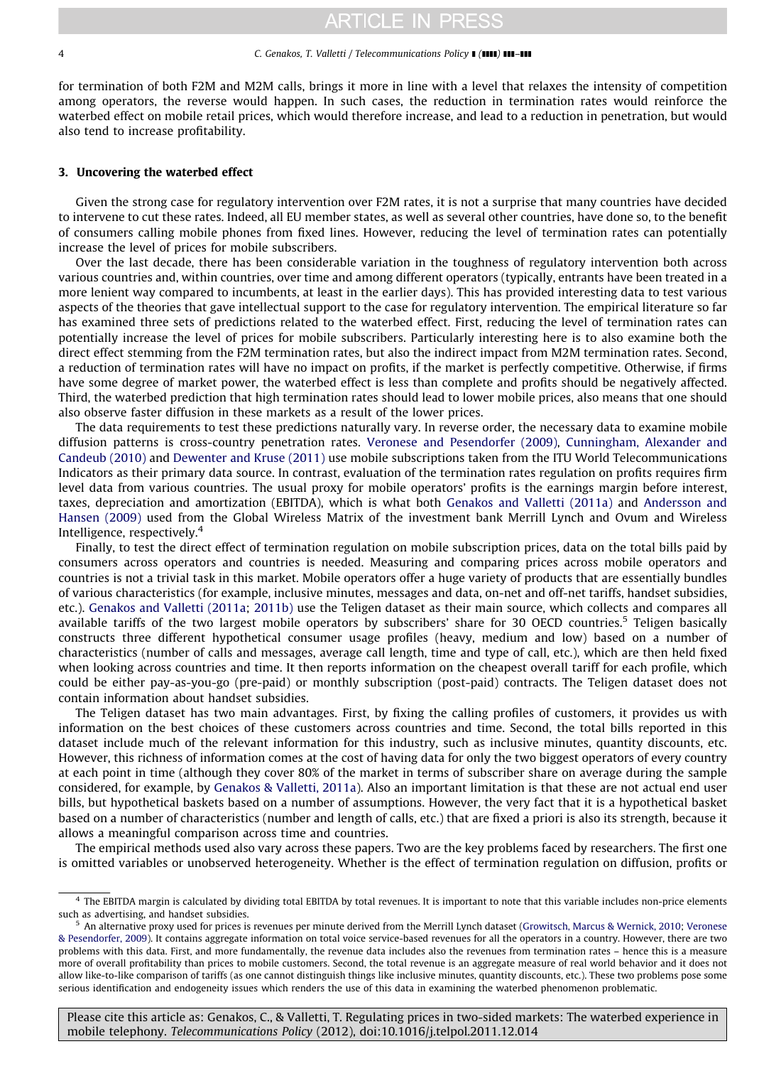for termination of both F2M and M2M calls, brings it more in line with a level that relaxes the intensity of competition among operators, the reverse would happen. In such cases, the reduction in termination rates would reinforce the waterbed effect on mobile retail prices, which would therefore increase, and lead to a reduction in penetration, but would also tend to increase profitability.

## 3. Uncovering the waterbed effect

Given the strong case for regulatory intervention over F2M rates, it is not a surprise that many countries have decided to intervene to cut these rates. Indeed, all EU member states, as well as several other countries, have done so, to the benefit of consumers calling mobile phones from fixed lines. However, reducing the level of termination rates can potentially increase the level of prices for mobile subscribers.

Over the last decade, there has been considerable variation in the toughness of regulatory intervention both across various countries and, within countries, over time and among different operators (typically, entrants have been treated in a more lenient way compared to incumbents, at least in the earlier days). This has provided interesting data to test various aspects of the theories that gave intellectual support to the case for regulatory intervention. The empirical literature so far has examined three sets of predictions related to the waterbed effect. First, reducing the level of termination rates can potentially increase the level of prices for mobile subscribers. Particularly interesting here is to also examine both the direct effect stemming from the F2M termination rates, but also the indirect impact from M2M termination rates. Second, a reduction of termination rates will have no impact on profits, if the market is perfectly competitive. Otherwise, if firms have some degree of market power, the waterbed effect is less than complete and profits should be negatively affected. Third, the waterbed prediction that high termination rates should lead to lower mobile prices, also means that one should also observe faster diffusion in these markets as a result of the lower prices.

The data requirements to test these predictions naturally vary. In reverse order, the necessary data to examine mobile diffusion patterns is cross-country penetration rates. Veronese and Pesendorfer (2009), Cunningham, Alexander and Candeub (2010) and Dewenter and Kruse (2011) use mobile subscriptions taken from the ITU World Telecommunications Indicators as their primary data source. In contrast, evaluation of the termination rates regulation on profits requires firm level data from various countries. The usual proxy for mobile operators' profits is the earnings margin before interest, taxes, depreciation and amortization (EBITDA), which is what both Genakos and Valletti (2011a) and Andersson and Hansen (2009) used from the Global Wireless Matrix of the investment bank Merrill Lynch and Ovum and Wireless Intelligence, respectively.[4]

Finally, to test the direct effect of termination regulation on mobile subscription prices, data on the total bills paid by consumers across operators and countries is needed. Measuring and comparing prices across mobile operators and countries is not a trivial task in this market. Mobile operators offer a huge variety of products that are essentially bundles of various characteristics (for example, inclusive minutes, messages and data, on-net and off-net tariffs, handset subsidies, etc.). Genakos and Valletti (2011a; 2011b) use the Teligen dataset as their main source, which collects and compares all available tariffs of the two largest mobile operators by subscribers' share for 30 OECD countries.[5] Teligen basically constructs three different hypothetical consumer usage profiles (heavy, medium and low) based on a number of characteristics (number of calls and messages, average call length, time and type of call, etc.), which are then held fixed when looking across countries and time. It then reports information on the cheapest overall tariff for each profile, which could be either pay-as-you-go (pre-paid) or monthly subscription (post-paid) contracts. The Teligen dataset does not contain information about handset subsidies.

The Teligen dataset has two main advantages. First, by fixing the calling profiles of customers, it provides us with information on the best choices of these customers across countries and time. Second, the total bills reported in this dataset include much of the relevant information for this industry, such as inclusive minutes, quantity discounts, etc. However, this richness of information comes at the cost of having data for only the two biggest operators of every country at each point in time (although they cover 80% of the market in terms of subscriber share on average during the sample considered, for example, by Genakos & Valletti, 2011a). Also an important limitation is that these are not actual end user bills, but hypothetical baskets based on a number of assumptions. However, the very fact that it is a hypothetical basket based on a number of characteristics (number and length of calls, etc.) that are fixed a priori is also its strength, because it allows a meaningful comparison across time and countries.

The empirical methods used also vary across these papers. Two are the key problems faced by researchers. The first one is omitted variables or unobserved heterogeneity. Whether is the effect of termination regulation on diffusion, profits or

---

[4] The EBITDA margin is calculated by dividing total EBITDA by total revenues. It is important to note that this variable includes non-price elements such as advertising, and handset subsidies.

[5] An alternative proxy used for prices is revenues per minute derived from the Merrill Lynch dataset (Growitsch, Marcus & Wernick, 2010; Veronese & Pesendorfer, 2009). It contains aggregate information on total voice service-based revenues for all the operators in a country. However, there are two problems with this data. First, and more fundamentally, the revenue data includes also the revenues from termination rates – hence this is a measure more of overall profitability than prices to mobile customers. Second, the total revenue is an aggregate measure of real world behavior and it does not allow like-to-like comparison of tariffs (as one cannot distinguish things like inclusive minutes, quantity discounts, etc.). These two problems pose some serious identification and endogeneity issues which renders the use of this data in examining the waterbed phenomenon problematic.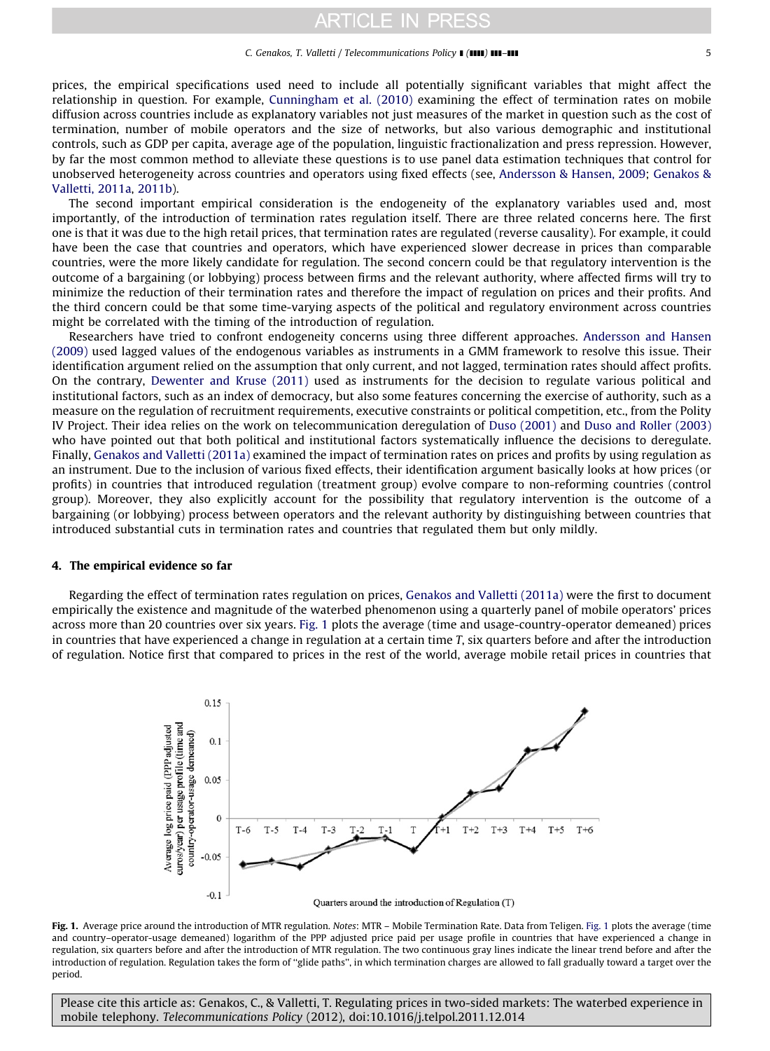prices, the empirical specifications used need to include all potentially significant variables that might affect the relationship in question. For example, Cunningham et al. (2010) examining the effect of termination rates on mobile diffusion across countries include as explanatory variables not just measures of the market in question such as the cost of termination, number of mobile operators and the size of networks, but also various demographic and institutional controls, such as GDP per capita, average age of the population, linguistic fractionalization and press repression. However, by far the most common method to alleviate these questions is to use panel data estimation techniques that control for unobserved heterogeneity across countries and operators using fixed effects (see, Andersson & Hansen, 2009; Genakos & Valletti, 2011a, 2011b).

The second important empirical consideration is the endogeneity of the explanatory variables used and, most importantly, of the introduction of termination rates regulation itself. There are three related concerns here. The first one is that it was due to the high retail prices, that termination rates are regulated (reverse causality). For example, it could have been the case that countries and operators, which have experienced slower decrease in prices than comparable countries, were the more likely candidate for regulation. The second concern could be that regulatory intervention is the outcome of a bargaining (or lobbying) process between firms and the relevant authority, where affected firms will try to minimize the reduction of their termination rates and therefore the impact of regulation on prices and their profits. And the third concern could be that some time-varying aspects of the political and regulatory environment across countries might be correlated with the timing of the introduction of regulation.

Researchers have tried to confront endogeneity concerns using three different approaches. Andersson and Hansen (2009) used lagged values of the endogenous variables as instruments in a GMM framework to resolve this issue. Their identification argument relied on the assumption that only current, and not lagged, termination rates should affect profits. On the contrary, Dewenter and Kruse (2011) used as instruments for the decision to regulate various political and institutional factors, such as an index of democracy, but also some features concerning the exercise of authority, such as a measure on the regulation of recruitment requirements, executive constraints or political competition, etc., from the Polity IV Project. Their idea relies on the work on telecommunication deregulation of Duso (2001) and Duso and Roller (2003) who have pointed out that both political and institutional factors systematically influence the decisions to deregulate. Finally, Genakos and Valletti (2011a) examined the impact of termination rates on prices and profits by using regulation as an instrument. Due to the inclusion of various fixed effects, their identification argument basically looks at how prices (or profits) in countries that introduced regulation (treatment group) evolve compare to non-reforming countries (control group). Moreover, they also explicitly account for the possibility that regulatory intervention is the outcome of a bargaining (or lobbying) process between operators and the relevant authority by distinguishing between countries that introduced substantial cuts in termination rates and countries that regulated them but only mildly.

## 4. The empirical evidence so far

Regarding the effect of termination rates regulation on prices, Genakos and Valletti (2011a) were the first to document empirically the existence and magnitude of the waterbed phenomenon using a quarterly panel of mobile operators' prices across more than 20 countries over six years. Fig. 1 plots the average (time and usage-country-operator demeaned) prices in countries that have experienced a change in regulation at a certain time T, six quarters before and after the introduction of regulation. Notice first that compared to prices in the rest of the world, average mobile retail prices in countries that

Average log price paid (PPP-adjusted euros/year) per usage profile (time and country-operator-usage demeaned)

0.15
0.1
0.05
0
-0.05
-0.1

T-6 T-5 T-4 T-3 T-2 T-1 T T+1 T+2 T+3 T+4 T+5 T+6

Quarters around the introduction of Regulation (T)

**Fig. 1.** Average price around the introduction of MTR regulation. *Notes*: MTR – Mobile Termination Rate. Data from Teligen. Fig. 1 plots the average (time and country–operator-usage demeaned) logarithm of the PPP adjusted price paid per usage profile in countries that have experienced a change in regulation, six quarters before and after the introduction of MTR regulation. The two continuous gray lines indicate the linear trend before and after the introduction of regulation. Regulation takes the form of "glide paths", in which termination charges are allowed to fall gradually toward a target over the period.

Please cite this article as: Genakos, C., & Valletti, T. Regulating prices in two-sided markets: The waterbed experience in mobile telephony. *Telecommunications Policy* (2012), doi:10.1016/j.telpol.2011.12.014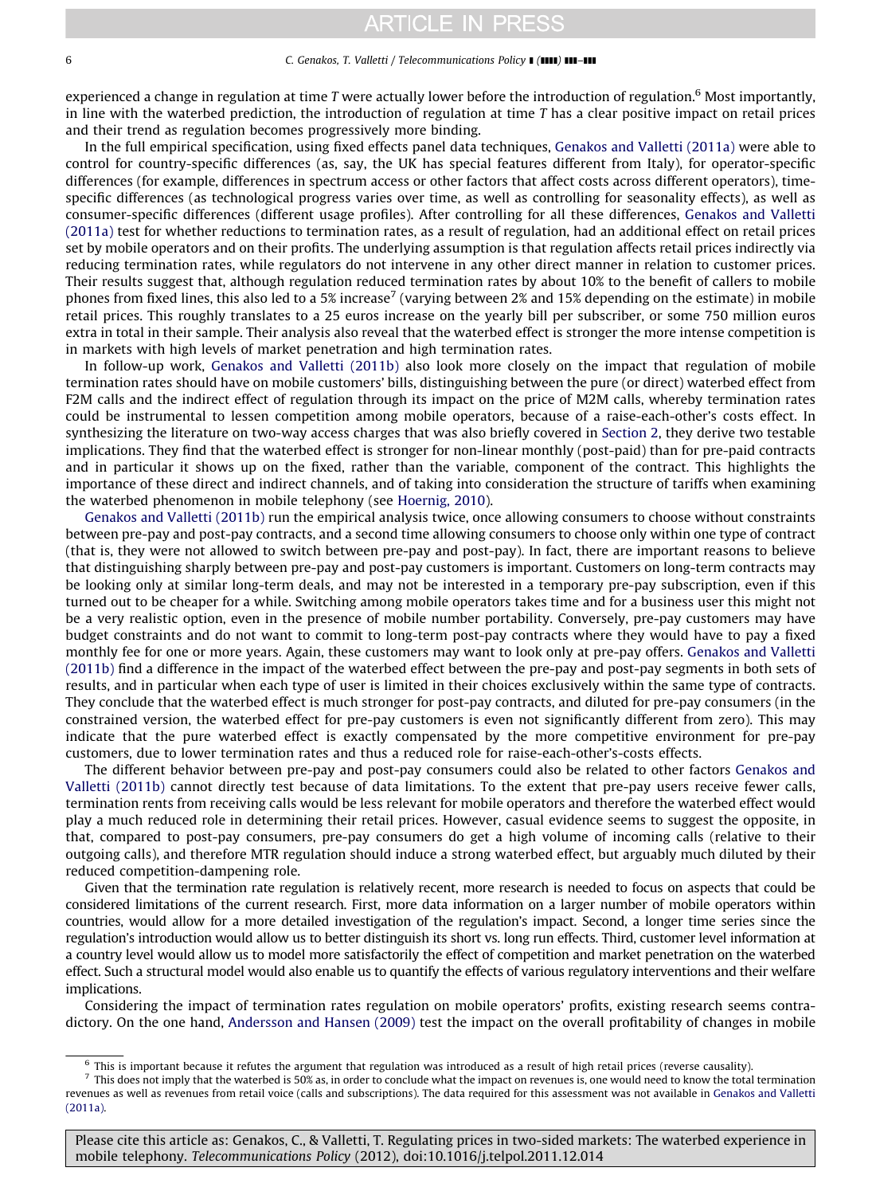experienced a change in regulation at time $T$ were actually lower before the introduction of regulation.[6] Most importantly, in line with the waterbed prediction, the introduction of regulation at time $T$ has a clear positive impact on retail prices and their trend as regulation becomes progressively more binding.

In the full empirical specification, using fixed effects panel data techniques, Genakos and Valletti (2011a) were able to control for country-specific differences (as, say, the UK has special features different from Italy), for operator-specific differences (for example, differences in spectrum access or other factors that affect costs across different operators), time-specific differences (as technological progress varies over time, as well as controlling for seasonality effects), as well as consumer-specific differences (different usage profiles). After controlling for all these differences, Genakos and Valletti (2011a) test for whether reductions to termination rates, as a result of regulation, had an additional effect on retail prices set by mobile operators and on their profits. The underlying assumption is that regulation affects retail prices indirectly via reducing termination rates, while regulators do not intervene in any other direct manner in relation to customer prices. Their results suggest that, although regulation reduced termination rates by about 10% to the benefit of callers to mobile phones from fixed lines, this also led to a 5% increase[7] (varying between 2% and 15% depending on the estimate) in mobile retail prices. This roughly translates to a 25 euros increase on the yearly bill per subscriber, or some 750 million euros extra in total in their sample. Their analysis also reveal that the waterbed effect is stronger the more intense competition is in markets with high levels of market penetration and high termination rates.

In follow-up work, Genakos and Valletti (2011b) also look more closely on the impact that regulation of mobile termination rates should have on mobile customers' bills, distinguishing between the pure (or direct) waterbed effect from F2M calls and the indirect effect of regulation through its impact on the price of M2M calls, whereby termination rates could be instrumental to lessen competition among mobile operators, because of a raise-each-other's costs effect. In synthesizing the literature on two-way access charges that was also briefly covered in Section 2, they derive two testable implications. They find that the waterbed effect is stronger for non-linear monthly (post-paid) than for pre-paid contracts and in particular it shows up on the fixed, rather than the variable, component of the contract. This highlights the importance of these direct and indirect channels, and of taking into consideration the structure of tariffs when examining the waterbed phenomenon in mobile telephony (see Hoernig, 2010).

Genakos and Valletti (2011b) run the empirical analysis twice, once allowing consumers to choose without constraints between pre-pay and post-pay contracts, and a second time allowing consumers to choose only within one type of contract (that is, they were not allowed to switch between pre-pay and post-pay). In fact, there are important reasons to believe that distinguishing sharply between pre-pay and post-pay customers is important. Customers on long-term contracts may be looking only at similar long-term deals, and may not be interested in a temporary pre-pay subscription, even if this turned out to be cheaper for a while. Switching among mobile operators takes time and for a business user this might not be a very realistic option, even in the presence of mobile number portability. Conversely, pre-pay customers may have budget constraints and do not want to commit to long-term post-pay contracts where they would have to pay a fixed monthly fee for one or more years. Again, these customers may want to look only at pre-pay offers. Genakos and Valletti (2011b) find a difference in the impact of the waterbed effect between the pre-pay and post-pay segments in both sets of results, and in particular when each type of user is limited in their choices exclusively within the same type of contracts. They conclude that the waterbed effect is much stronger for post-pay contracts, and diluted for pre-pay consumers (in the constrained version, the waterbed effect for pre-pay customers is even not significantly different from zero). This may indicate that the pure waterbed effect is exactly compensated by the more competitive environment for pre-pay customers, due to lower termination rates and thus a reduced role for raise-each-other's-costs effects.

The different behavior between pre-pay and post-pay consumers could also be related to other factors Genakos and Valletti (2011b) cannot directly test because of data limitations. To the extent that pre-pay users receive fewer calls, termination rents from receiving calls would be less relevant for mobile operators and therefore the waterbed effect would play a much reduced role in determining their retail prices. However, casual evidence seems to suggest the opposite, in that, compared to post-pay consumers, pre-pay consumers do get a high volume of incoming calls (relative to their outgoing calls), and therefore MTR regulation should induce a strong waterbed effect, but arguably much diluted by their reduced competition-dampening role.

Given that the termination rate regulation is relatively recent, more research is needed to focus on aspects that could be considered limitations of the current research. First, more data information on a larger number of mobile operators within countries, would allow for a more detailed investigation of the regulation's impact. Second, a longer time series since the regulation's introduction would allow us to better distinguish its short vs. long run effects. Third, customer level information at a country level would allow us to model more satisfactorily the effect of competition and market penetration on the waterbed effect. Such a structural model would also enable us to quantify the effects of various regulatory interventions and their welfare implications.

Considering the impact of termination rates regulation on mobile operators' profits, existing research seems contradictory. On the one hand, Andersson and Hansen (2009) test the impact on the overall profitability of changes in mobile

---

[6] This is important because it refutes the argument that regulation was introduced as a result of high retail prices (reverse causality).

[7] This does not imply that the waterbed is 50% as, in order to conclude what the impact on revenues is, one would need to know the total termination revenues as well as revenues from retail voice (calls and subscriptions). The data required for this assessment was not available in Genakos and Valletti (2011a).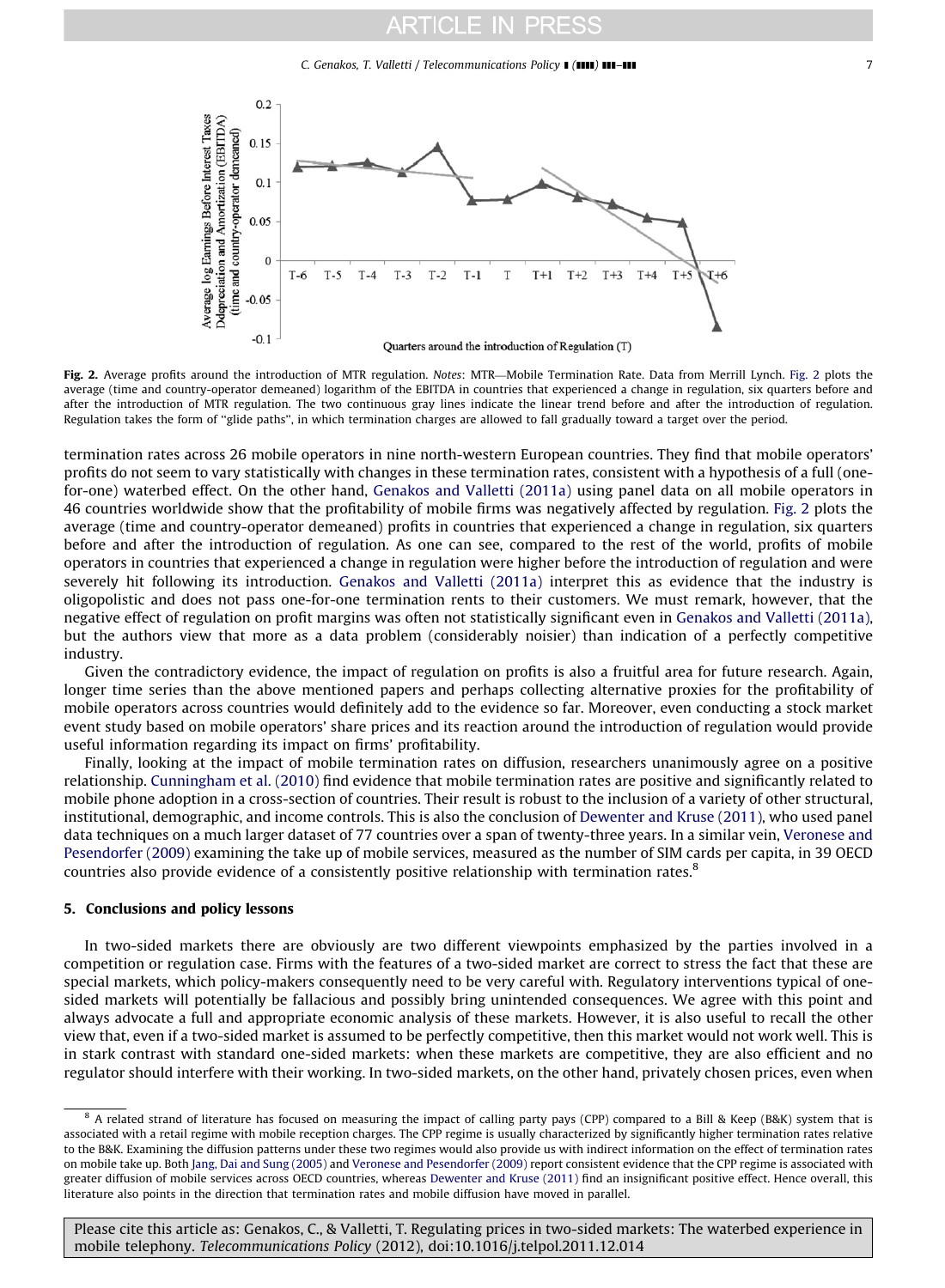Fig. 2. Average profits around the introduction of MTR regulation. *Notes*: MTR—Mobile Termination Rate. Data from Merrill Lynch. Fig. 2 plots the average (time and country-operator demeaned) logarithm of the EBITDA in countries that experienced a change in regulation, six quarters before and after the introduction of MTR regulation. The two continuous gray lines indicate the linear trend before and after the introduction of regulation. Regulation takes the form of "glide paths", in which termination charges are allowed to fall gradually toward a target over the period.

termination rates across 26 mobile operators in nine north-western European countries. They find that mobile operators' profits do not seem to vary statistically with changes in these termination rates, consistent with a hypothesis of a full (one-for-one) waterbed effect. On the other hand, Genakos and Valletti (2011a) using panel data on all mobile operators in 46 countries worldwide show that the profitability of mobile firms was negatively affected by regulation. Fig. 2 plots the average (time and country-operator demeaned) profits in countries that experienced a change in regulation, six quarters before and after the introduction of regulation. As one can see, compared to the rest of the world, profits of mobile operators in countries that experienced a change in regulation were higher before the introduction of regulation and were severely hit following its introduction. Genakos and Valletti (2011a) interpret this as evidence that the industry is oligopolistic and does not pass one-for-one termination rents to their customers. We must remark, however, that the negative effect of regulation on profit margins was often not statistically significant even in Genakos and Valletti (2011a), but the authors view that more as a data problem (considerably noisier) than indication of a perfectly competitive industry.

Given the contradictory evidence, the impact of regulation on profits is also a fruitful area for future research. Again, longer time series than the above mentioned papers and perhaps collecting alternative proxies for the profitability of mobile operators across countries would definitely add to the evidence so far. Moreover, even conducting a stock market event study based on mobile operators' share prices and its reaction around the introduction of regulation would provide useful information regarding its impact on firms' profitability.

Finally, looking at the impact of mobile termination rates on diffusion, researchers unanimously agree on a positive relationship. Cunningham et al. (2010) find evidence that mobile termination rates are positive and significantly related to mobile phone adoption in a cross-section of countries. Their result is robust to the inclusion of a variety of other structural, institutional, demographic, and income controls. This is also the conclusion of Dewenter and Kruse (2011), who used panel data techniques on a much larger dataset of 77 countries over a span of twenty-three years. In a similar vein, Veronese and Pesendorfer (2009) examining the take up of mobile services, measured as the number of SIM cards per capita, in 39 OECD countries also provide evidence of a consistently positive relationship with termination rates.[8]

## 5. Conclusions and policy lessons

In two-sided markets there are obviously are two different viewpoints emphasized by the parties involved in a competition or regulation case. Firms with the features of a two-sided market are correct to stress the fact that these are special markets, which policy-makers consequently need to be very careful with. Regulatory interventions typical of one-sided markets will potentially be fallacious and possibly bring unintended consequences. We agree with this point and always advocate a full and appropriate economic analysis of these markets. However, it is also useful to recall the other view that, even if a two-sided market is assumed to be perfectly competitive, then this market would not work well. This is in stark contrast with standard one-sided markets: when these markets are competitive, they are also efficient and no regulator should interfere with their working. In two-sided markets, on the other hand, privately chosen prices, even when

---

[8] A related strand of literature has focused on measuring the impact of calling party pays (CPP) compared to a Bill & Keep (B&K) system that is associated with a retail regime with mobile reception charges. The CPP regime is usually characterized by significantly higher termination rates relative to the B&K. Examining the diffusion patterns under these two regimes would also provide us with indirect information on the effect of termination rates on mobile take up. Both Jang, Dai and Sung (2005) and Veronese and Pesendorfer (2009) report consistent evidence that the CPP regime is associated with greater diffusion of mobile services across OECD countries, whereas Dewenter and Kruse (2011) find an insignificant positive effect. Hence overall, this literature also points in the direction that termination rates and mobile diffusion have moved in parallel.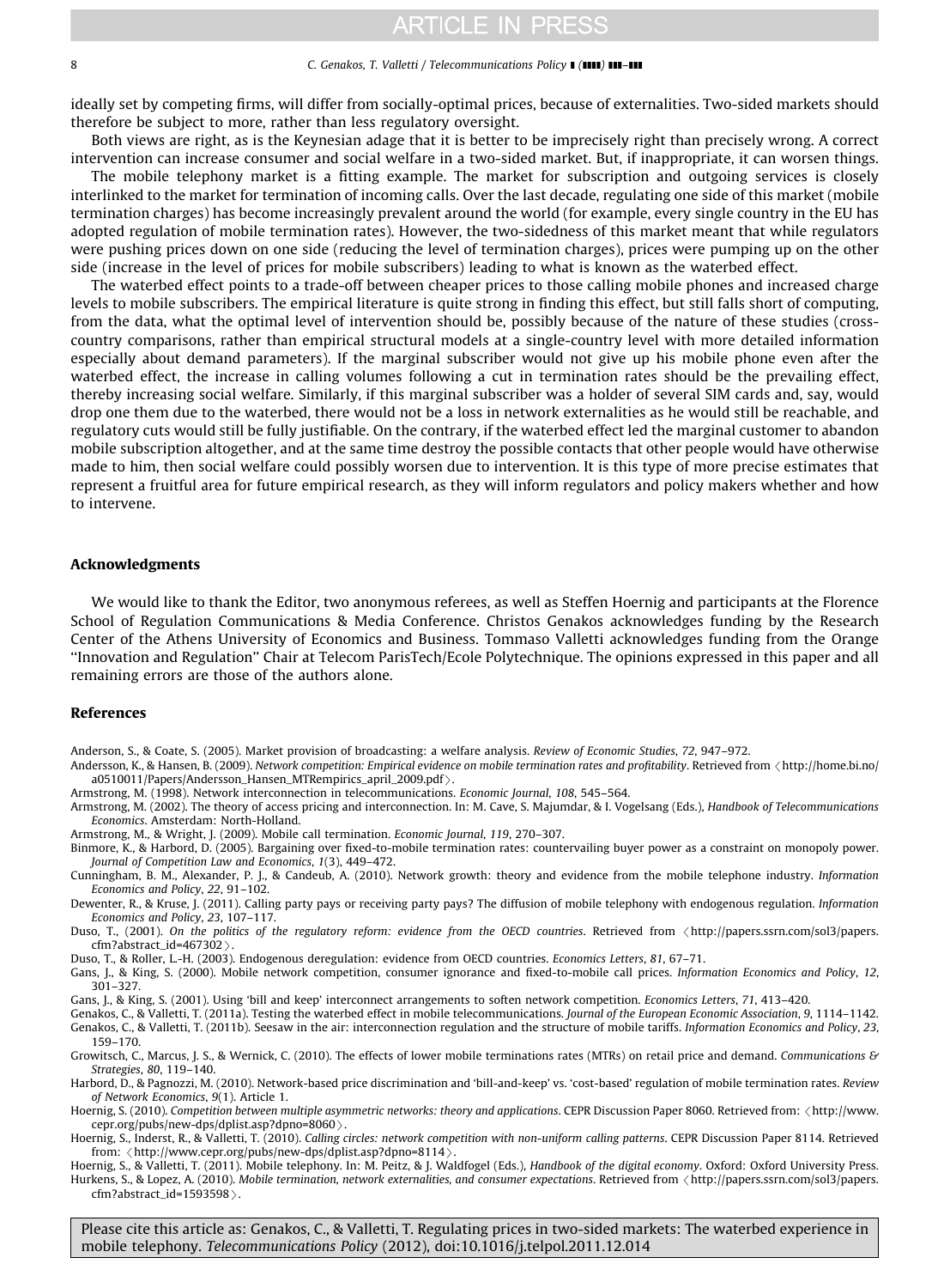ideally set by competing firms, will differ from socially-optimal prices, because of externalities. Two-sided markets should therefore be subject to more, rather than less regulatory oversight.

Both views are right, as is the Keynesian adage that it is better to be imprecisely right than precisely wrong. A correct intervention can increase consumer and social welfare in a two-sided market. But, if inappropriate, it can worsen things.

The mobile telephony market is a fitting example. The market for subscription and outgoing services is closely interlinked to the market for termination of incoming calls. Over the last decade, regulating one side of this market (mobile termination charges) has become increasingly prevalent around the world (for example, every single country in the EU has adopted regulation of mobile termination rates). However, the two-sidedness of this market meant that while regulators were pushing prices down on one side (reducing the level of termination charges), prices were pumping up on the other side (increase in the level of prices for mobile subscribers) leading to what is known as the waterbed effect.

The waterbed effect points to a trade-off between cheaper prices to those calling mobile phones and increased charge levels to mobile subscribers. The empirical literature is quite strong in finding this effect, but still falls short of computing, from the data, what the optimal level of intervention should be, possibly because of the nature of these studies (cross-country comparisons, rather than empirical structural models at a single-country level with more detailed information especially about demand parameters). If the marginal subscriber would not give up his mobile phone even after the waterbed effect, the increase in calling volumes following a cut in termination rates should be the prevailing effect, thereby increasing social welfare. Similarly, if this marginal subscriber was a holder of several SIM cards and, say, would drop one them due to the waterbed, there would not be a loss in network externalities as he would still be reachable, and regulatory cuts would still be fully justifiable. On the contrary, if the waterbed effect led the marginal customer to abandon mobile subscription altogether, and at the same time destroy the possible contacts that other people would have otherwise made to him, then social welfare could possibly worsen due to intervention. It is this type of more precise estimates that represent a fruitful area for future empirical research, as they will inform regulators and policy makers whether and how to intervene.

## Acknowledgments

We would like to thank the Editor, two anonymous referees, as well as Steffen Hoernig and participants at the Florence School of Regulation Communications & Media Conference. Christos Genakos acknowledges funding by the Research Center of the Athens University of Economics and Business. Tommaso Valletti acknowledges funding from the Orange "Innovation and Regulation" Chair at Telecom ParisTech/Ecole Polytechnique. The opinions expressed in this paper and all remaining errors are those of the authors alone.

## References

Anderson, S., & Coate, S. (2005). Market provision of broadcasting: a welfare analysis. *Review of Economic Studies*, *72*, 947–972.

Andersson, K., & Hansen, B. (2009). *Network competition: Empirical evidence on mobile termination rates and profitability*. Retrieved from ⟨http://home.bi.no/a0510011/Papers/Andersson_Hansen_MTRempirics_april_2009.pdf⟩.

Armstrong, M. (1998). Network interconnection in telecommunications. *Economic Journal*, *108*, 545–564.

Armstrong, M. (2002). The theory of access pricing and interconnection. In: M. Cave, S. Majumdar, & I. Vogelsang (Eds.), *Handbook of Telecommunications Economics*. Amsterdam: North-Holland.

Armstrong, M., & Wright, J. (2009). Mobile call termination. *Economic Journal*, *119*, 270–307.

Binmore, K., & Harbord, D. (2005). Bargaining over fixed-to-mobile termination rates: countervailing buyer power as a constraint on monopoly power. *Journal of Competition Law and Economics*, *1*(3), 449–472.

Cunningham, B. M., Alexander, P. J., & Candeub, A. (2010). Network growth: theory and evidence from the mobile telephone industry. *Information Economics and Policy*, *22*, 91–102.

Dewenter, R., & Kruse, J. (2011). Calling party pays or receiving party pays? The diffusion of mobile telephony with endogenous regulation. *Information Economics and Policy*, *23*, 107–117.

Duso, T., (2001). *On the politics of the regulatory reform: evidence from the OECD countries*. Retrieved from ⟨http://papers.ssrn.com/sol3/papers.cfm?abstract_id=467302⟩.

Duso, T., & Roller, L.-H. (2003). Endogenous deregulation: evidence from OECD countries. *Economics Letters*, *81*, 67–71.

Gans, J., & King, S. (2000). Mobile network competition, consumer ignorance and fixed-to-mobile call prices. *Information Economics and Policy*, *12*, 301–327.

Gans, J., & King, S. (2001). Using 'bill and keep' interconnect arrangements to soften network competition. *Economics Letters*, *71*, 413–420.

Genakos, C., & Valletti, T. (2011a). Testing the waterbed effect in mobile telecommunications. *Journal of the European Economic Association*, *9*, 1114–1142.

Genakos, C., & Valletti, T. (2011b). Seesaw in the air: interconnection regulation and the structure of mobile tariffs. *Information Economics and Policy*, *23*, 159–170.

Growitsch, C., Marcus, J. S., & Wernick, C. (2010). The effects of lower mobile terminations rates (MTRs) on retail price and demand. *Communications & Strategies*, *80*, 119–140.

Harbord, D., & Pagnozzi, M. (2010). Network-based price discrimination and 'bill-and-keep' vs. 'cost-based' regulation of mobile termination rates. *Review of Network Economics*, *9*(1). Article 1.

Hoernig, S. (2010). *Competition between multiple asymmetric networks: theory and applications*. CEPR Discussion Paper 8060. Retrieved from: ⟨http://www.cepr.org/pubs/new-dps/dplist.asp?dpno=8060⟩.

Hoernig, S., Inderst, R., & Valletti, T. (2010). *Calling circles: network competition with non-uniform calling patterns*. CEPR Discussion Paper 8114. Retrieved from: ⟨http://www.cepr.org/pubs/new-dps/dplist.asp?dpno=8114⟩.

Hoernig, S., & Valletti, T. (2011). Mobile telephony. In: M. Peitz, & J. Waldfogel (Eds.), *Handbook of the digital economy*. Oxford: Oxford University Press.

Hurkens, S., & Lopez, A. (2010). *Mobile termination, network externalities, and consumer expectations*. Retrieved from ⟨http://papers.ssrn.com/sol3/papers.cfm?abstract_id=1593598⟩.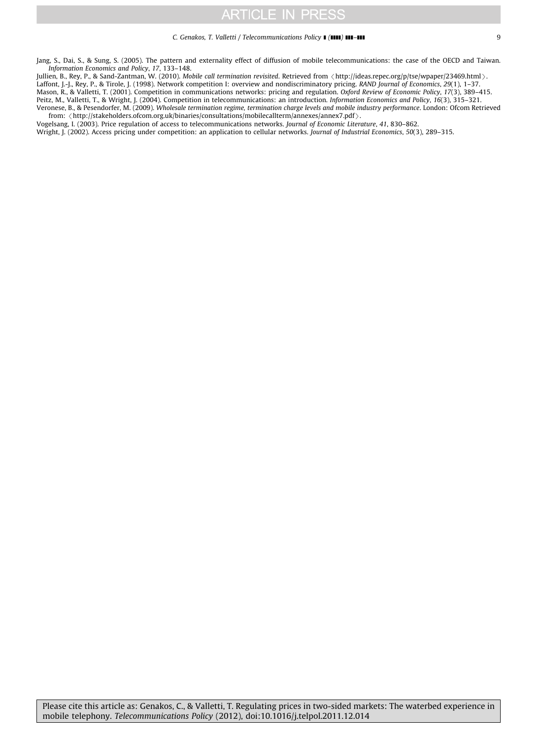Jang, S., Dai, S., & Sung, S. (2005). The pattern and externality effect of diffusion of mobile telecommunications: the case of the OECD and Taiwan. *Information Economics and Policy*, *17*, 133–148.

Jullien, B., Rey, P., & Sand-Zantman, W. (2010). *Mobile call termination revisited*. Retrieved from 〈http://ideas.repec.org/p/tse/wpaper/23469.html〉.

Laffont, J.-J., Rey, P., & Tirole, J. (1998). Network competition I: overview and nondiscriminatory pricing. *RAND Journal of Economics*, *29*(1), 1–37.

Mason, R., & Valletti, T. (2001). Competition in communications networks: pricing and regulation. *Oxford Review of Economic Policy*, *17*(3), 389–415.

Peitz, M., Valletti, T., & Wright, J. (2004). Competition in telecommunications: an introduction. *Information Economics and Policy*, *16*(3), 315–321.

Veronese, B., & Pesendorfer, M. (2009). *Wholesale termination regime, termination charge levels and mobile industry performance*. London: Ofcom Retrieved from: 〈http://stakeholders.ofcom.org.uk/binaries/consultations/mobilecallterm/annexes/annex7.pdf〉.

Vogelsang, I. (2003). Price regulation of access to telecommunications networks. *Journal of Economic Literature*, *41*, 830–862.

Wright, J. (2002). Access pricing under competition: an application to cellular networks. *Journal of Industrial Economics*, *50*(3), 289–315.

Please cite this article as: Genakos, C., & Valletti, T. Regulating prices in two-sided markets: The waterbed experience in mobile telephony. *Telecommunications Policy* (2012), doi:10.1016/j.telpol.2011.12.014